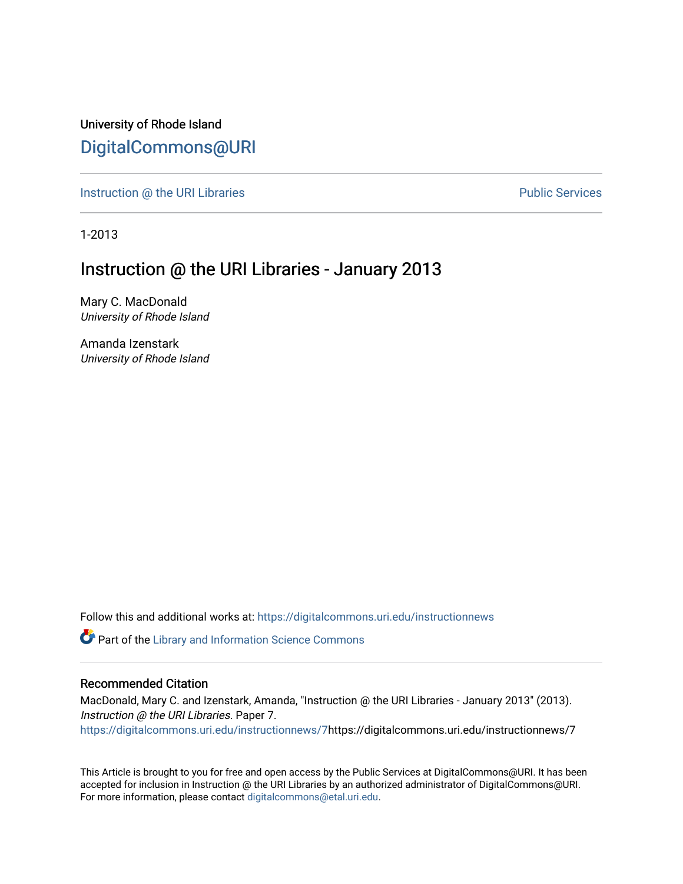University of Rhode Island

DigitalCommons@URI

Instruction @ the URI Libraries | Public Services

1-2013

# Instruction @ the URI Libraries - January 2013

Mary C. MacDonald
*University of Rhode Island*

Amanda Izenstark
*University of Rhode Island*

Follow this and additional works at: https://digitalcommons.uri.edu/instructionnews

Part of the Library and Information Science Commons

## Recommended Citation

MacDonald, Mary C. and Izenstark, Amanda, "Instruction @ the URI Libraries - January 2013" (2013). *Instruction @ the URI Libraries.* Paper 7.
https://digitalcommons.uri.edu/instructionnews/7https://digitalcommons.uri.edu/instructionnews/7

This Article is brought to you for free and open access by the Public Services at DigitalCommons@URI. It has been accepted for inclusion in Instruction @ the URI Libraries by an authorized administrator of DigitalCommons@URI. For more information, please contact digitalcommons@etal.uri.edu.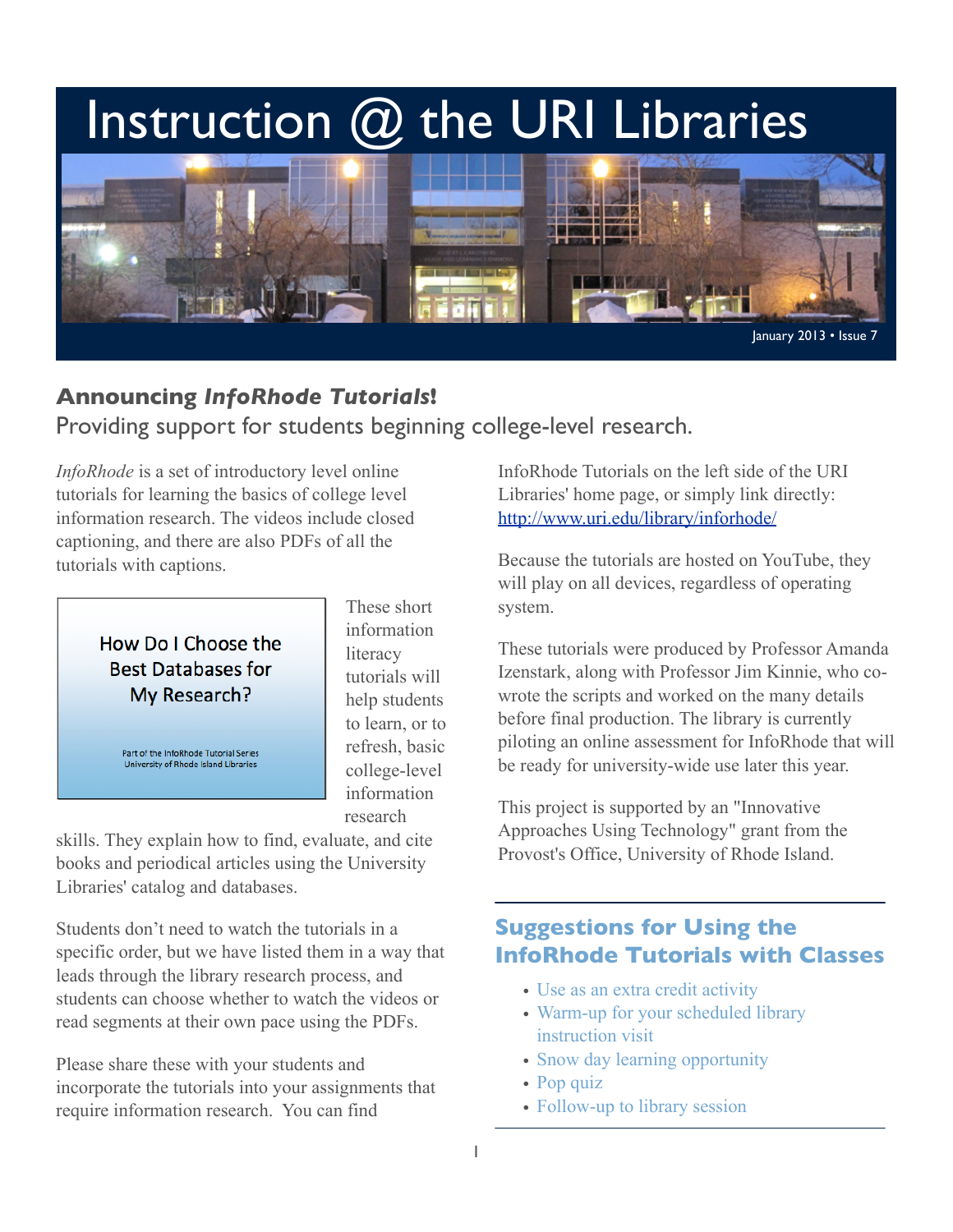# Instruction @ the URI Libraries

January 2013 • Issue 7

## Announcing *InfoRhode Tutorials*!

Providing support for students beginning college-level research.

*InfoRhode* is a set of introductory level online tutorials for learning the basics of college level information research. The videos include closed captioning, and there are also PDFs of all the tutorials with captions.

How Do I Choose the Best Databases for My Research?

Part of the InfoRhode Tutorial Series
University of Rhode Island Libraries

These short information literacy tutorials will help students to learn, or to refresh, basic college-level information research skills. They explain how to find, evaluate, and cite books and periodical articles using the University Libraries' catalog and databases.

Students don't need to watch the tutorials in a specific order, but we have listed them in a way that leads through the library research process, and students can choose whether to watch the videos or read segments at their own pace using the PDFs.

Please share these with your students and incorporate the tutorials into your assignments that require information research. You can find InfoRhode Tutorials on the left side of the URI Libraries' home page, or simply link directly: http://www.uri.edu/library/inforhode/

Because the tutorials are hosted on YouTube, they will play on all devices, regardless of operating system.

These tutorials were produced by Professor Amanda Izenstark, along with Professor Jim Kinnie, who co-wrote the scripts and worked on the many details before final production. The library is currently piloting an online assessment for InfoRhode that will be ready for university-wide use later this year.

This project is supported by an "Innovative Approaches Using Technology" grant from the Provost's Office, University of Rhode Island.

### Suggestions for Using the InfoRhode Tutorials with Classes

- Use as an extra credit activity
- Warm-up for your scheduled library instruction visit
- Snow day learning opportunity
- Pop quiz
- Follow-up to library session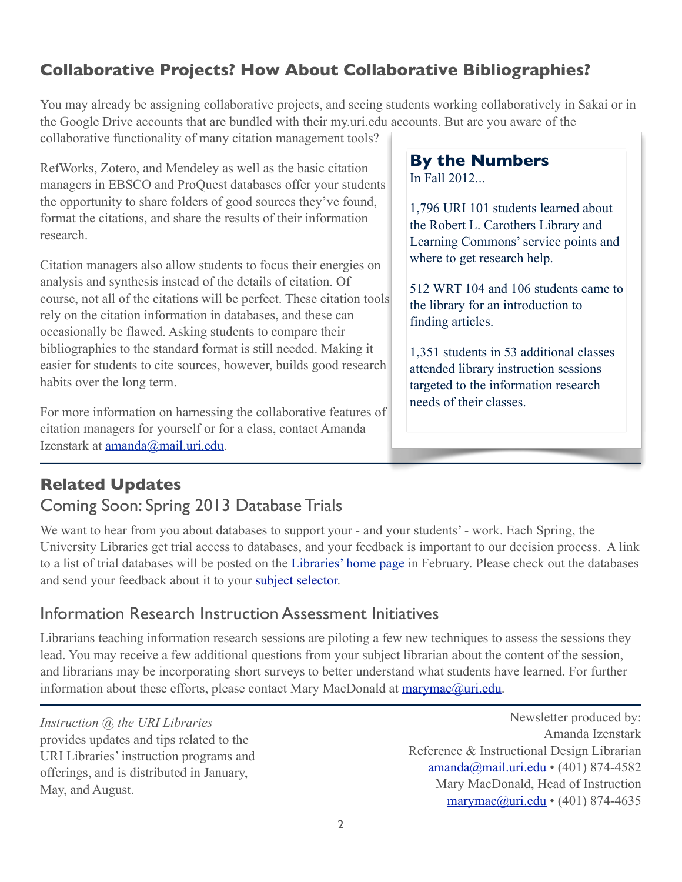## Collaborative Projects? How About Collaborative Bibliographies?

You may already be assigning collaborative projects, and seeing students working collaboratively in Sakai or in the Google Drive accounts that are bundled with their my.uri.edu accounts. But are you aware of the collaborative functionality of many citation management tools?

RefWorks, Zotero, and Mendeley as well as the basic citation managers in EBSCO and ProQuest databases offer your students the opportunity to share folders of good sources they've found, format the citations, and share the results of their information research.

Citation managers also allow students to focus their energies on analysis and synthesis instead of the details of citation. Of course, not all of the citations will be perfect. These citation tools rely on the citation information in databases, and these can occasionally be flawed. Asking students to compare their bibliographies to the standard format is still needed. Making it easier for students to cite sources, however, builds good research habits over the long term.

For more information on harnessing the collaborative features of citation managers for yourself or for a class, contact Amanda Izenstark at amanda@mail.uri.edu.

### By the Numbers

In Fall 2012...

1,796 URI 101 students learned about the Robert L. Carothers Library and Learning Commons' service points and where to get research help.

512 WRT 104 and 106 students came to the library for an introduction to finding articles.

1,351 students in 53 additional classes attended library instruction sessions targeted to the information research needs of their classes.

## Related Updates

### Coming Soon: Spring 2013 Database Trials

We want to hear from you about databases to support your - and your students' - work. Each Spring, the University Libraries get trial access to databases, and your feedback is important to our decision process. A link to a list of trial databases will be posted on the Libraries' home page in February. Please check out the databases and send your feedback about it to your subject selector.

### Information Research Instruction Assessment Initiatives

Librarians teaching information research sessions are piloting a few new techniques to assess the sessions they lead. You may receive a few additional questions from your subject librarian about the content of the session, and librarians may be incorporating short surveys to better understand what students have learned. For further information about these efforts, please contact Mary MacDonald at marymac@uri.edu.

---

*Instruction @ the URI Libraries* provides updates and tips related to the URI Libraries' instruction programs and offerings, and is distributed in January, May, and August.

Newsletter produced by:
Amanda Izenstark
Reference & Instructional Design Librarian
amanda@mail.uri.edu • (401) 874-4582
Mary MacDonald, Head of Instruction
marymac@uri.edu • (401) 874-4635